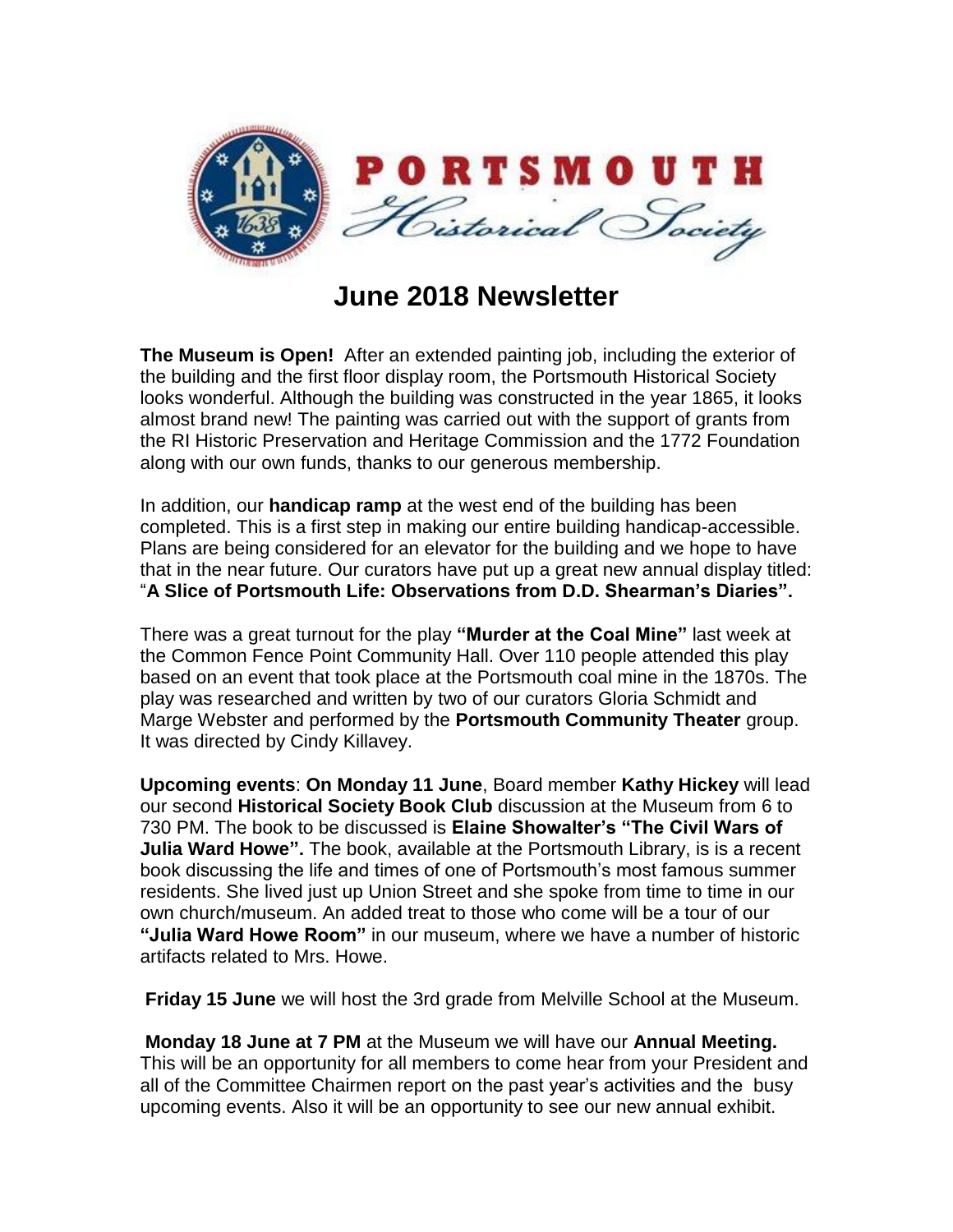PORTSMOUTH Historical Society

# June 2018 Newsletter

**The Museum is Open!** After an extended painting job, including the exterior of the building and the first floor display room, the Portsmouth Historical Society looks wonderful. Although the building was constructed in the year 1865, it looks almost brand new! The painting was carried out with the support of grants from the RI Historic Preservation and Heritage Commission and the 1772 Foundation along with our own funds, thanks to our generous membership.

In addition, our **handicap ramp** at the west end of the building has been completed. This is a first step in making our entire building handicap-accessible. Plans are being considered for an elevator for the building and we hope to have that in the near future. Our curators have put up a great new annual display titled: "**A Slice of Portsmouth Life: Observations from D.D. Shearman's Diaries".**

There was a great turnout for the play **"Murder at the Coal Mine"** last week at the Common Fence Point Community Hall. Over 110 people attended this play based on an event that took place at the Portsmouth coal mine in the 1870s. The play was researched and written by two of our curators Gloria Schmidt and Marge Webster and performed by the **Portsmouth Community Theater** group. It was directed by Cindy Killavey.

**Upcoming events**: **On Monday 11 June**, Board member **Kathy Hickey** will lead our second **Historical Society Book Club** discussion at the Museum from 6 to 730 PM. The book to be discussed is **Elaine Showalter's "The Civil Wars of Julia Ward Howe".** The book, available at the Portsmouth Library, is is a recent book discussing the life and times of one of Portsmouth's most famous summer residents. She lived just up Union Street and she spoke from time to time in our own church/museum. An added treat to those who come will be a tour of our **"Julia Ward Howe Room"** in our museum, where we have a number of historic artifacts related to Mrs. Howe.

**Friday 15 June** we will host the 3rd grade from Melville School at the Museum.

**Monday 18 June at 7 PM** at the Museum we will have our **Annual Meeting.** This will be an opportunity for all members to come hear from your President and all of the Committee Chairmen report on the past year's activities and the busy upcoming events. Also it will be an opportunity to see our new annual exhibit.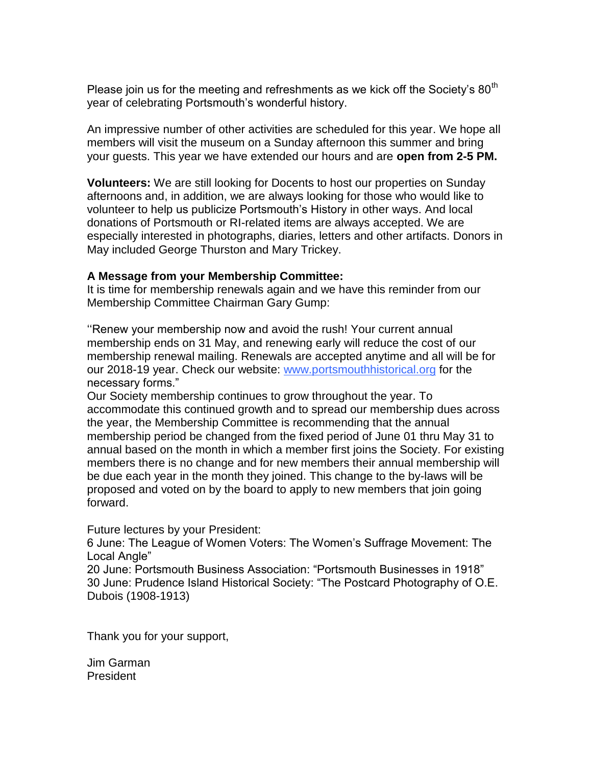Please join us for the meeting and refreshments as we kick off the Society's 80th year of celebrating Portsmouth's wonderful history.

An impressive number of other activities are scheduled for this year. We hope all members will visit the museum on a Sunday afternoon this summer and bring your guests. This year we have extended our hours and are **open from 2-5 PM.**

**Volunteers:** We are still looking for Docents to host our properties on Sunday afternoons and, in addition, we are always looking for those who would like to volunteer to help us publicize Portsmouth's History in other ways. And local donations of Portsmouth or RI-related items are always accepted. We are especially interested in photographs, diaries, letters and other artifacts. Donors in May included George Thurston and Mary Trickey.

**A Message from your Membership Committee:**
It is time for membership renewals again and we have this reminder from our Membership Committee Chairman Gary Gump:

''Renew your membership now and avoid the rush! Your current annual membership ends on 31 May, and renewing early will reduce the cost of our membership renewal mailing. Renewals are accepted anytime and all will be for our 2018-19 year. Check our website: [www.portsmouthhistorical.org](http://www.portsmouthhistorical.org) for the necessary forms."
Our Society membership continues to grow throughout the year. To accommodate this continued growth and to spread our membership dues across the year, the Membership Committee is recommending that the annual membership period be changed from the fixed period of June 01 thru May 31 to annual based on the month in which a member first joins the Society. For existing members there is no change and for new members their annual membership will be due each year in the month they joined. This change to the by-laws will be proposed and voted on by the board to apply to new members that join going forward.

Future lectures by your President:
6 June: The League of Women Voters: The Women's Suffrage Movement: The Local Angle"
20 June: Portsmouth Business Association: "Portsmouth Businesses in 1918"
30 June: Prudence Island Historical Society: "The Postcard Photography of O.E. Dubois (1908-1913)

Thank you for your support,

Jim Garman
President